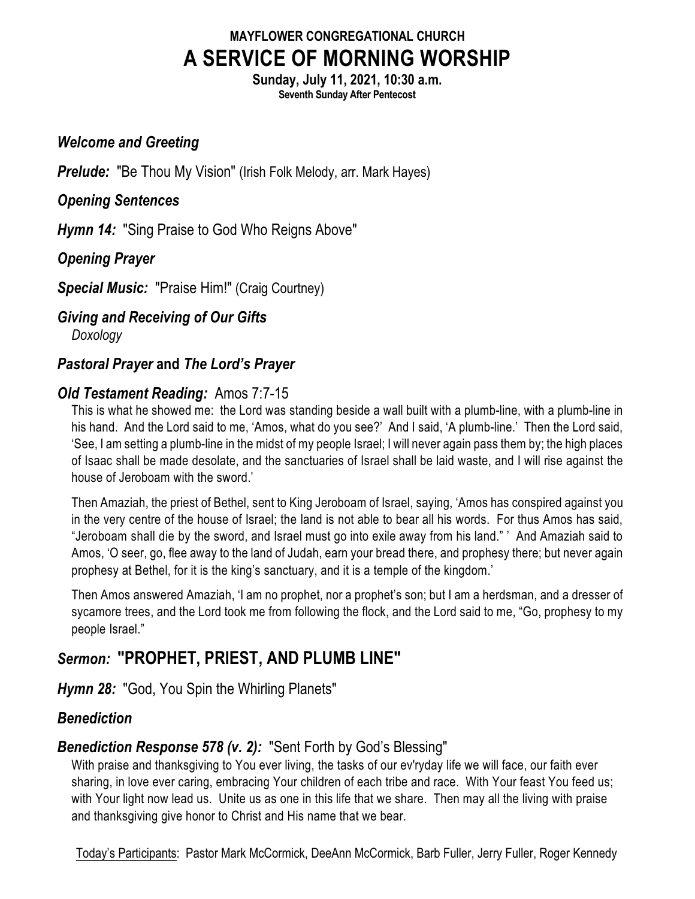# MAYFLOWER CONGREGATIONAL CHURCH

# A SERVICE OF MORNING WORSHIP

**Sunday, July 11, 2021, 10:30 a.m.**

**Seventh Sunday After Pentecost**

***Welcome and Greeting***

***Prelude:*** "Be Thou My Vision" (Irish Folk Melody, arr. Mark Hayes)

***Opening Sentences***

***Hymn 14:*** "Sing Praise to God Who Reigns Above"

***Opening Prayer***

***Special Music:*** "Praise Him!" (Craig Courtney)

***Giving and Receiving of Our Gifts***

*Doxology*

***Pastoral Prayer*** **and** ***The Lord's Prayer***

***Old Testament Reading:*** Amos 7:7-15

This is what he showed me: the Lord was standing beside a wall built with a plumb-line, with a plumb-line in his hand. And the Lord said to me, 'Amos, what do you see?' And I said, 'A plumb-line.' Then the Lord said, 'See, I am setting a plumb-line in the midst of my people Israel; I will never again pass them by; the high places of Isaac shall be made desolate, and the sanctuaries of Israel shall be laid waste, and I will rise against the house of Jeroboam with the sword.'

Then Amaziah, the priest of Bethel, sent to King Jeroboam of Israel, saying, 'Amos has conspired against you in the very centre of the house of Israel; the land is not able to bear all his words. For thus Amos has said, "Jeroboam shall die by the sword, and Israel must go into exile away from his land." ' And Amaziah said to Amos, 'O seer, go, flee away to the land of Judah, earn your bread there, and prophesy there; but never again prophesy at Bethel, for it is the king's sanctuary, and it is a temple of the kingdom.'

Then Amos answered Amaziah, 'I am no prophet, nor a prophet's son; but I am a herdsman, and a dresser of sycamore trees, and the Lord took me from following the flock, and the Lord said to me, "Go, prophesy to my people Israel."

## *Sermon:* "PROPHET, PRIEST, AND PLUMB LINE"

***Hymn 28:*** "God, You Spin the Whirling Planets"

***Benediction***

***Benediction Response 578 (v. 2):*** "Sent Forth by God's Blessing"

With praise and thanksgiving to You ever living, the tasks of our ev'ryday life we will face, our faith ever sharing, in love ever caring, embracing Your children of each tribe and race. With Your feast You feed us; with Your light now lead us. Unite us as one in this life that we share. Then may all the living with praise and thanksgiving give honor to Christ and His name that we bear.

Today's Participants: Pastor Mark McCormick, DeeAnn McCormick, Barb Fuller, Jerry Fuller, Roger Kennedy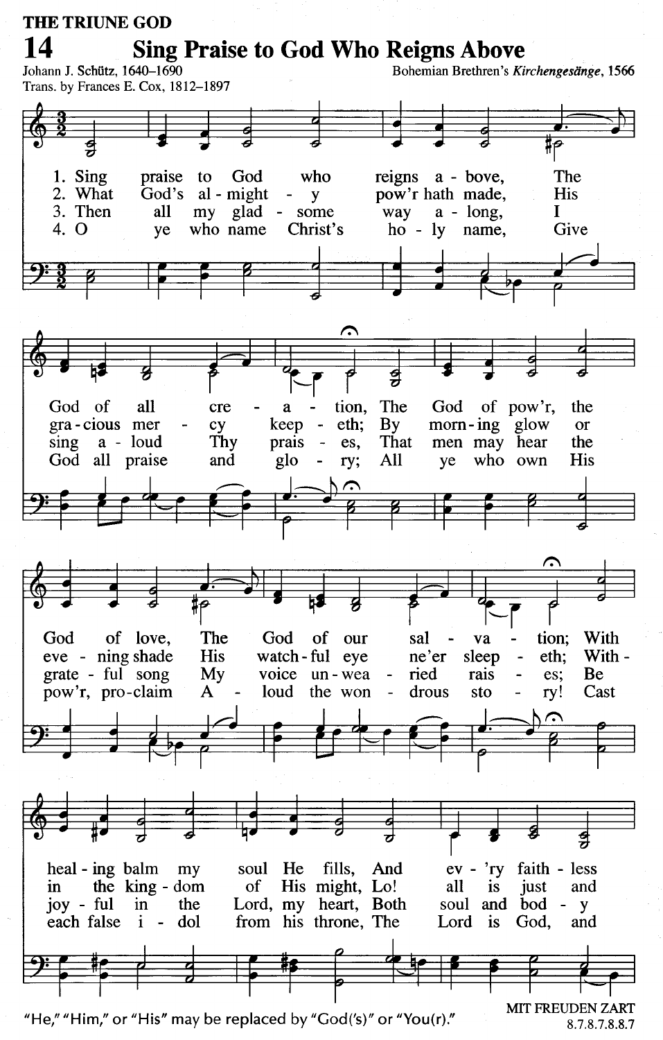THE TRIUNE GOD

# 14 Sing Praise to God Who Reigns Above

Johann J. Schütz, 1640–1690
Trans. by Frances E. Cox, 1812–1897

Bohemian Brethren's *Kirchengesänge*, 1566

1. Sing praise to God who reigns a - bove, The
2. What God's al - might - y pow'r hath made, His
3. Then all my glad - some way a - long, I
4. O ye who name Christ's ho - ly name, Give

God of all cre - a - tion, The God of pow'r, the
gra - cious mer - cy keep - eth; By morn - ing glow or
sing a - loud Thy prais - es, That men may hear the
God all praise and glo - ry; All ye who own His

God of love, The God of our sal - va - tion; With
eve - ning shade His watch - ful eye ne'er sleep - eth; With -
grate - ful song My voice un - wea - ried rais - es; Be
pow'r, pro - claim A - loud the won - drous sto - ry! Cast

heal - ing balm my soul He fills, And ev - 'ry faith - less
in the king - dom of His might, Lo! all is just and
joy - ful in the Lord, my heart, Both soul and bod - y
each false i - dol from his throne, The Lord is God, and

"He," "Him," or "His" may be replaced by "God('s)" or "You(r)."

MIT FREUDEN ZART
8.7.8.7.8.8.7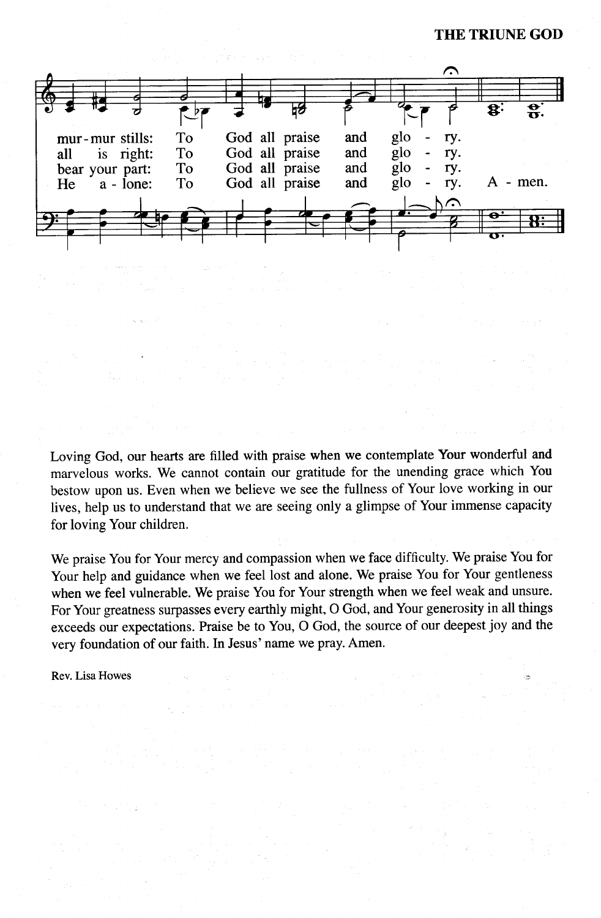mur-mur stills: To God all praise and glo - ry.
all is right: To God all praise and glo - ry.
bear your part: To God all praise and glo - ry.
He a - lone: To God all praise and glo - ry. A - men.

Loving God, our hearts are filled with praise when we contemplate Your wonderful and marvelous works. We cannot contain our gratitude for the unending grace which You bestow upon us. Even when we believe we see the fullness of Your love working in our lives, help us to understand that we are seeing only a glimpse of Your immense capacity for loving Your children.

We praise You for Your mercy and compassion when we face difficulty. We praise You for Your help and guidance when we feel lost and alone. We praise You for Your gentleness when we feel vulnerable. We praise You for Your strength when we feel weak and unsure. For Your greatness surpasses every earthly might, O God, and Your generosity in all things exceeds our expectations. Praise be to You, O God, the source of our deepest joy and the very foundation of our faith. In Jesus' name we pray. Amen.

Rev. Lisa Howes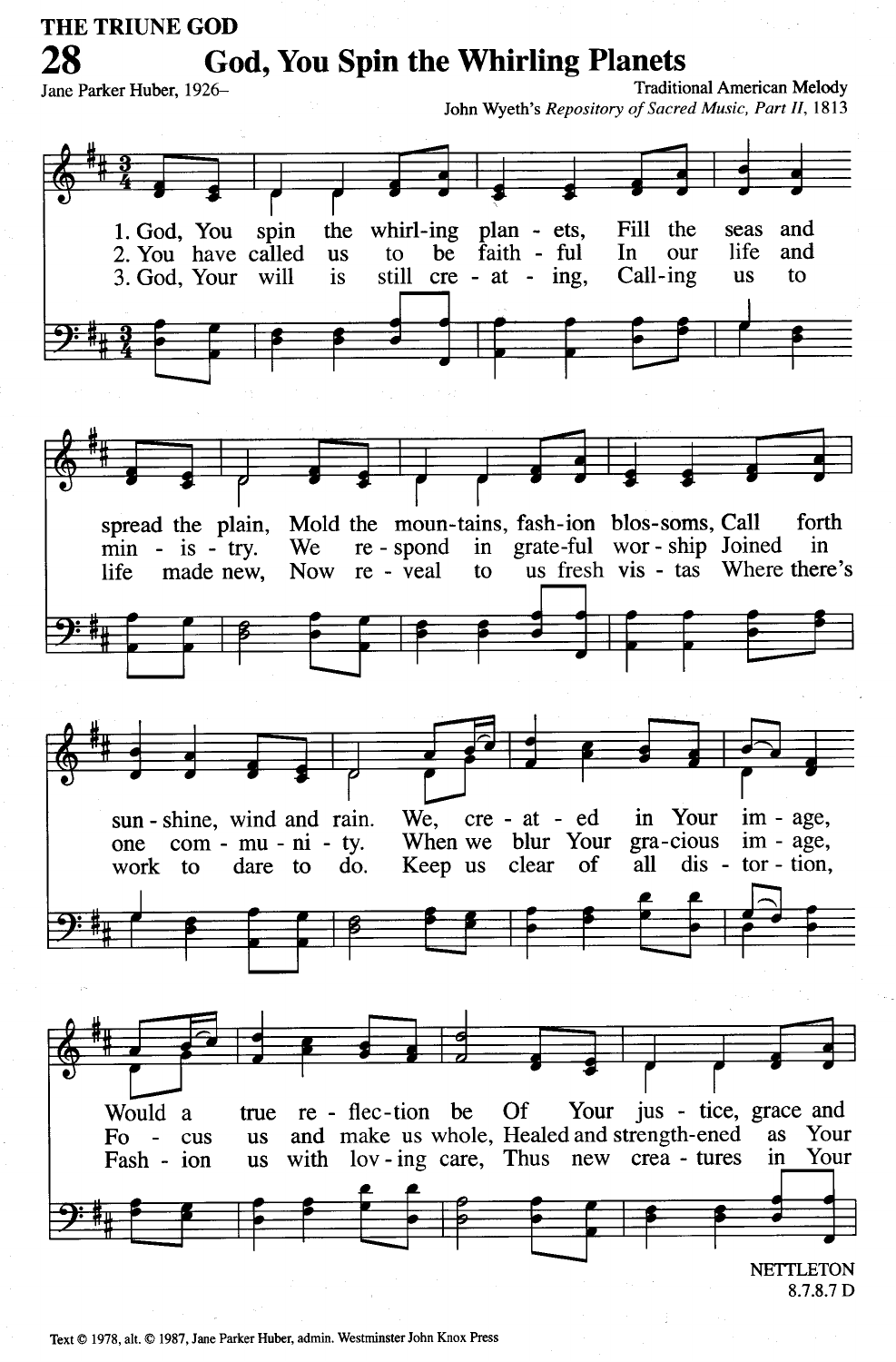THE TRIUNE GOD

# 28 God, You Spin the Whirling Planets

Jane Parker Huber, 1926–

Traditional American Melody
John Wyeth's *Repository of Sacred Music, Part II*, 1813

1. God, You spin the whirling planets, Fill the seas and spread the plain, Mold the mountains, fashion blossoms, Call forth sunshine, wind and rain. We, created in Your image, Would a true reflection be Of Your justice, grace and

2. You have called us to be faithful In our life and ministry. We respond in grateful worship Joined in one community. When we blur Your gracious image, Focus us and make us whole, Healed and strengthened as Your

3. God, Your will is still creating, Calling us to life made new, Now reveal to us fresh vistas Where there's work to dare to do. Keep us clear of all distortion, Fashion us with loving care, Thus new creatures in Your

NETTLETON
8.7.8.7 D

Text © 1978, alt. © 1987, Jane Parker Huber, admin. Westminster John Knox Press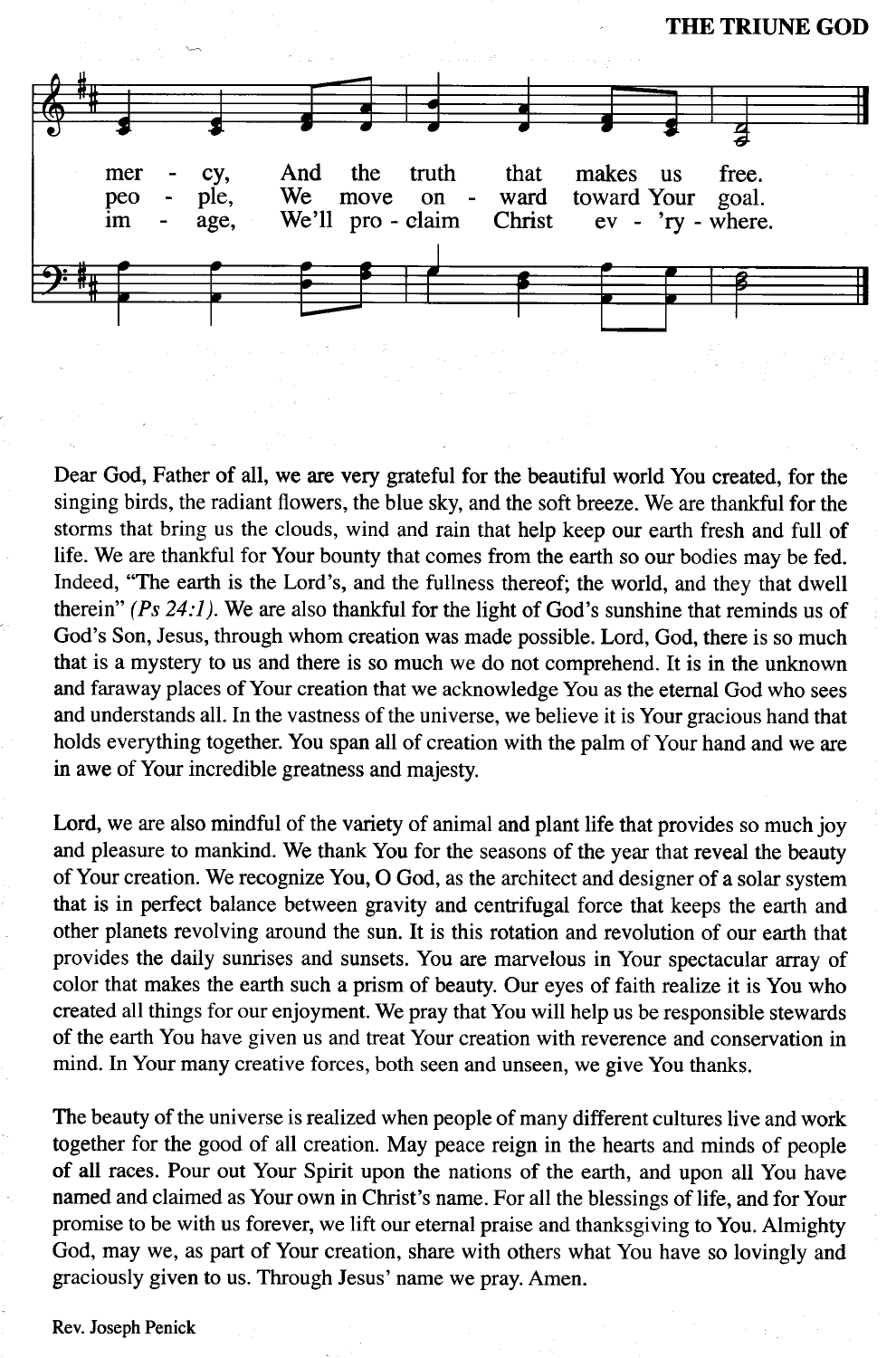mer - cy, And the truth that makes us free.
peo - ple, We move on - ward toward Your goal.
im - age, We'll pro - claim Christ ev - 'ry - where.

Dear God, Father of all, we are very grateful for the beautiful world You created, for the singing birds, the radiant flowers, the blue sky, and the soft breeze. We are thankful for the storms that bring us the clouds, wind and rain that help keep our earth fresh and full of life. We are thankful for Your bounty that comes from the earth so our bodies may be fed. Indeed, "The earth is the Lord's, and the fullness thereof; the world, and they that dwell therein" *(Ps 24:1)*. We are also thankful for the light of God's sunshine that reminds us of God's Son, Jesus, through whom creation was made possible. Lord, God, there is so much that is a mystery to us and there is so much we do not comprehend. It is in the unknown and faraway places of Your creation that we acknowledge You as the eternal God who sees and understands all. In the vastness of the universe, we believe it is Your gracious hand that holds everything together. You span all of creation with the palm of Your hand and we are in awe of Your incredible greatness and majesty.

Lord, we are also mindful of the variety of animal and plant life that provides so much joy and pleasure to mankind. We thank You for the seasons of the year that reveal the beauty of Your creation. We recognize You, O God, as the architect and designer of a solar system that is in perfect balance between gravity and centrifugal force that keeps the earth and other planets revolving around the sun. It is this rotation and revolution of our earth that provides the daily sunrises and sunsets. You are marvelous in Your spectacular array of color that makes the earth such a prism of beauty. Our eyes of faith realize it is You who created all things for our enjoyment. We pray that You will help us be responsible stewards of the earth You have given us and treat Your creation with reverence and conservation in mind. In Your many creative forces, both seen and unseen, we give You thanks.

The beauty of the universe is realized when people of many different cultures live and work together for the good of all creation. May peace reign in the hearts and minds of people of all races. Pour out Your Spirit upon the nations of the earth, and upon all You have named and claimed as Your own in Christ's name. For all the blessings of life, and for Your promise to be with us forever, we lift our eternal praise and thanksgiving to You. Almighty God, may we, as part of Your creation, share with others what You have so lovingly and graciously given to us. Through Jesus' name we pray. Amen.

Rev. Joseph Penick